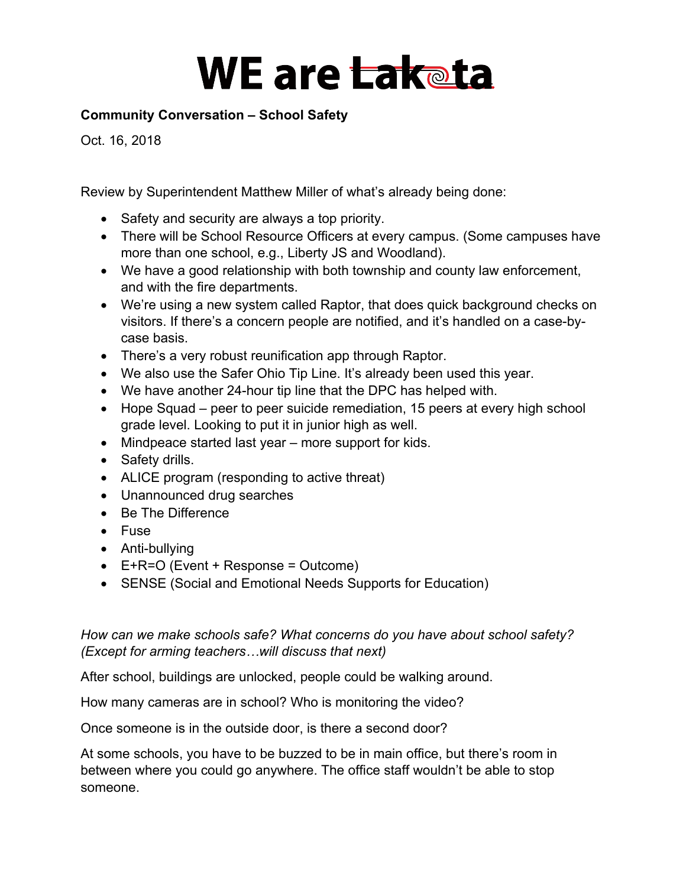# WE are Lakota

**Community Conversation – School Safety**

Oct. 16, 2018

Review by Superintendent Matthew Miller of what's already being done:

- Safety and security are always a top priority.
- There will be School Resource Officers at every campus. (Some campuses have more than one school, e.g., Liberty JS and Woodland).
- We have a good relationship with both township and county law enforcement, and with the fire departments.
- We're using a new system called Raptor, that does quick background checks on visitors. If there's a concern people are notified, and it's handled on a case-by-case basis.
- There's a very robust reunification app through Raptor.
- We also use the Safer Ohio Tip Line. It's already been used this year.
- We have another 24-hour tip line that the DPC has helped with.
- Hope Squad – peer to peer suicide remediation, 15 peers at every high school grade level. Looking to put it in junior high as well.
- Mindpeace started last year – more support for kids.
- Safety drills.
- ALICE program (responding to active threat)
- Unannounced drug searches
- Be The Difference
- Fuse
- Anti-bullying
- E+R=O (Event + Response = Outcome)
- SENSE (Social and Emotional Needs Supports for Education)

*How can we make schools safe? What concerns do you have about school safety? (Except for arming teachers…will discuss that next)*

After school, buildings are unlocked, people could be walking around.

How many cameras are in school? Who is monitoring the video?

Once someone is in the outside door, is there a second door?

At some schools, you have to be buzzed to be in main office, but there's room in between where you could go anywhere. The office staff wouldn't be able to stop someone.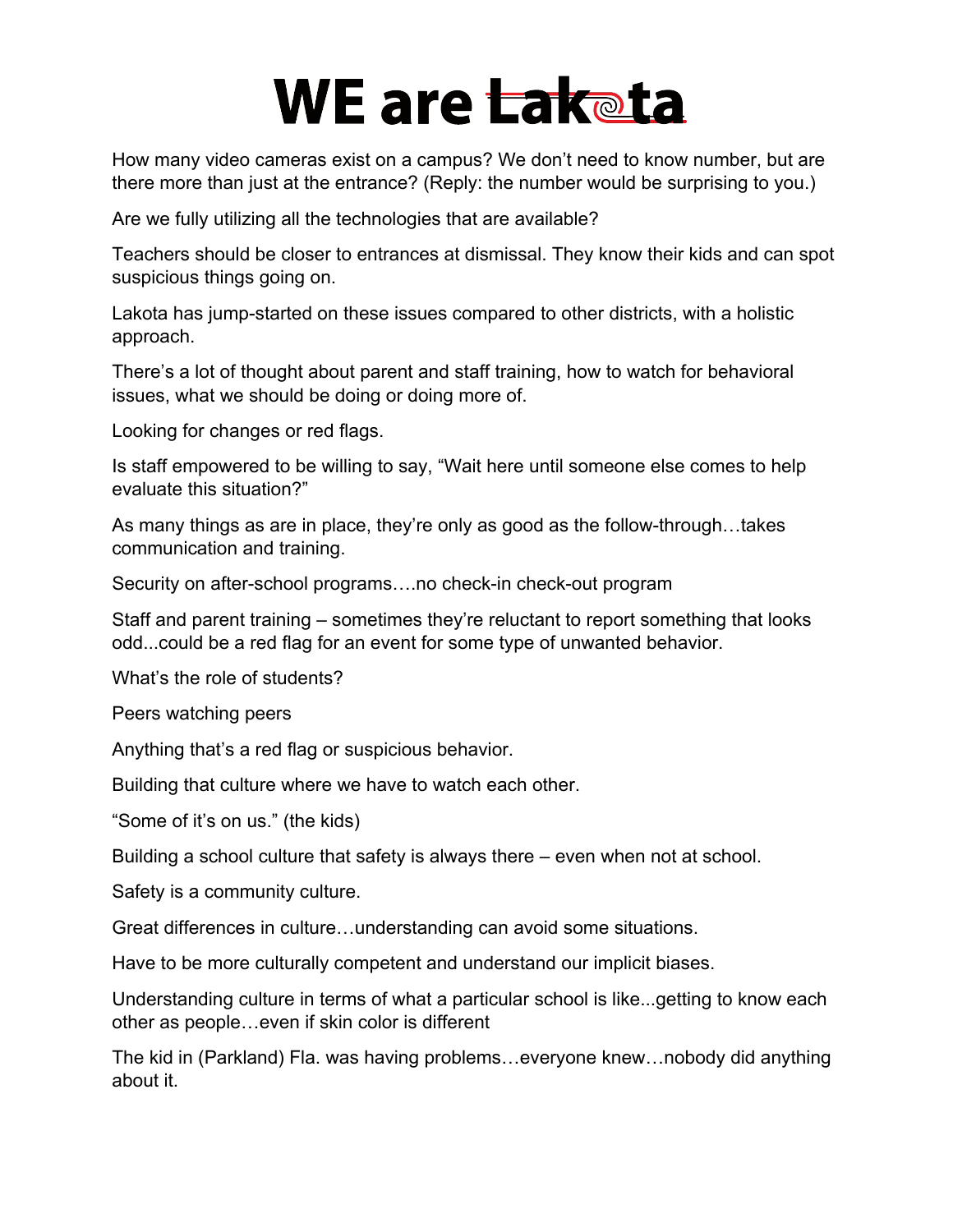# WE are Lakota

How many video cameras exist on a campus? We don't need to know number, but are there more than just at the entrance? (Reply: the number would be surprising to you.)

Are we fully utilizing all the technologies that are available?

Teachers should be closer to entrances at dismissal. They know their kids and can spot suspicious things going on.

Lakota has jump-started on these issues compared to other districts, with a holistic approach.

There's a lot of thought about parent and staff training, how to watch for behavioral issues, what we should be doing or doing more of.

Looking for changes or red flags.

Is staff empowered to be willing to say, "Wait here until someone else comes to help evaluate this situation?"

As many things as are in place, they're only as good as the follow-through…takes communication and training.

Security on after-school programs….no check-in check-out program

Staff and parent training – sometimes they're reluctant to report something that looks odd...could be a red flag for an event for some type of unwanted behavior.

What's the role of students?

Peers watching peers

Anything that's a red flag or suspicious behavior.

Building that culture where we have to watch each other.

"Some of it's on us." (the kids)

Building a school culture that safety is always there – even when not at school.

Safety is a community culture.

Great differences in culture…understanding can avoid some situations.

Have to be more culturally competent and understand our implicit biases.

Understanding culture in terms of what a particular school is like...getting to know each other as people…even if skin color is different

The kid in (Parkland) Fla. was having problems…everyone knew…nobody did anything about it.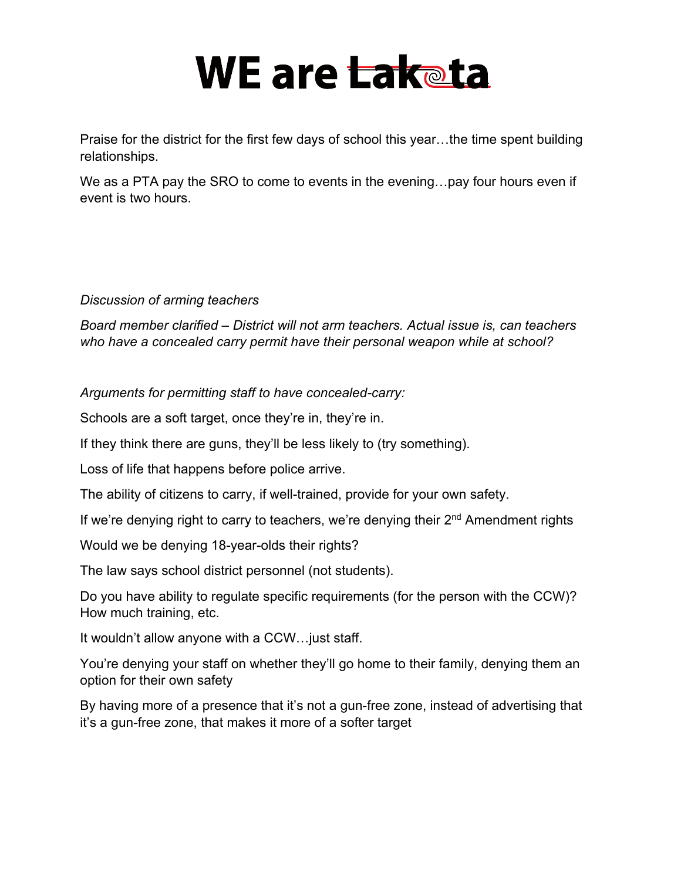# WE are Lakota

Praise for the district for the first few days of school this year…the time spent building relationships.

We as a PTA pay the SRO to come to events in the evening…pay four hours even if event is two hours.

*Discussion of arming teachers*

*Board member clarified – District will not arm teachers. Actual issue is, can teachers who have a concealed carry permit have their personal weapon while at school?*

*Arguments for permitting staff to have concealed-carry:*

Schools are a soft target, once they're in, they're in.

If they think there are guns, they'll be less likely to (try something).

Loss of life that happens before police arrive.

The ability of citizens to carry, if well-trained, provide for your own safety.

If we're denying right to carry to teachers, we're denying their 2nd Amendment rights

Would we be denying 18-year-olds their rights?

The law says school district personnel (not students).

Do you have ability to regulate specific requirements (for the person with the CCW)? How much training, etc.

It wouldn't allow anyone with a CCW…just staff.

You're denying your staff on whether they'll go home to their family, denying them an option for their own safety

By having more of a presence that it's not a gun-free zone, instead of advertising that it's a gun-free zone, that makes it more of a softer target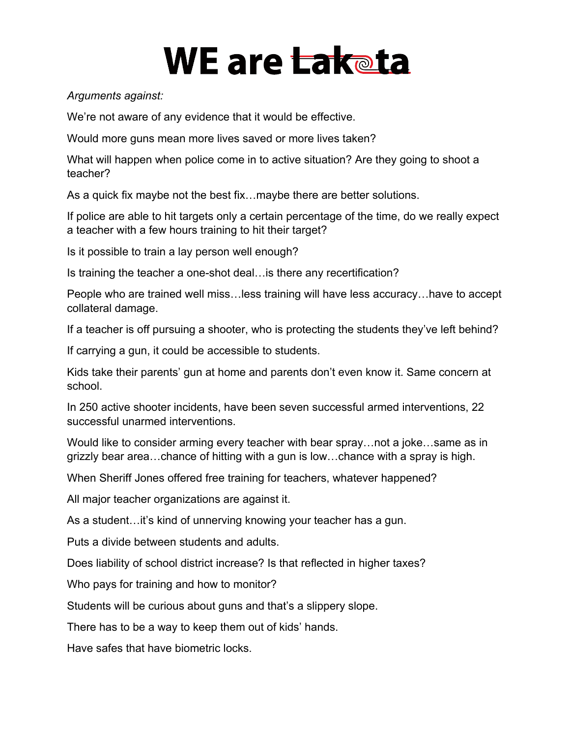# WE are Lakota

*Arguments against:*

We're not aware of any evidence that it would be effective.

Would more guns mean more lives saved or more lives taken?

What will happen when police come in to active situation? Are they going to shoot a teacher?

As a quick fix maybe not the best fix…maybe there are better solutions.

If police are able to hit targets only a certain percentage of the time, do we really expect a teacher with a few hours training to hit their target?

Is it possible to train a lay person well enough?

Is training the teacher a one-shot deal…is there any recertification?

People who are trained well miss…less training will have less accuracy…have to accept collateral damage.

If a teacher is off pursuing a shooter, who is protecting the students they've left behind?

If carrying a gun, it could be accessible to students.

Kids take their parents' gun at home and parents don't even know it. Same concern at school.

In 250 active shooter incidents, have been seven successful armed interventions, 22 successful unarmed interventions.

Would like to consider arming every teacher with bear spray…not a joke…same as in grizzly bear area…chance of hitting with a gun is low…chance with a spray is high.

When Sheriff Jones offered free training for teachers, whatever happened?

All major teacher organizations are against it.

As a student…it's kind of unnerving knowing your teacher has a gun.

Puts a divide between students and adults.

Does liability of school district increase? Is that reflected in higher taxes?

Who pays for training and how to monitor?

Students will be curious about guns and that's a slippery slope.

There has to be a way to keep them out of kids' hands.

Have safes that have biometric locks.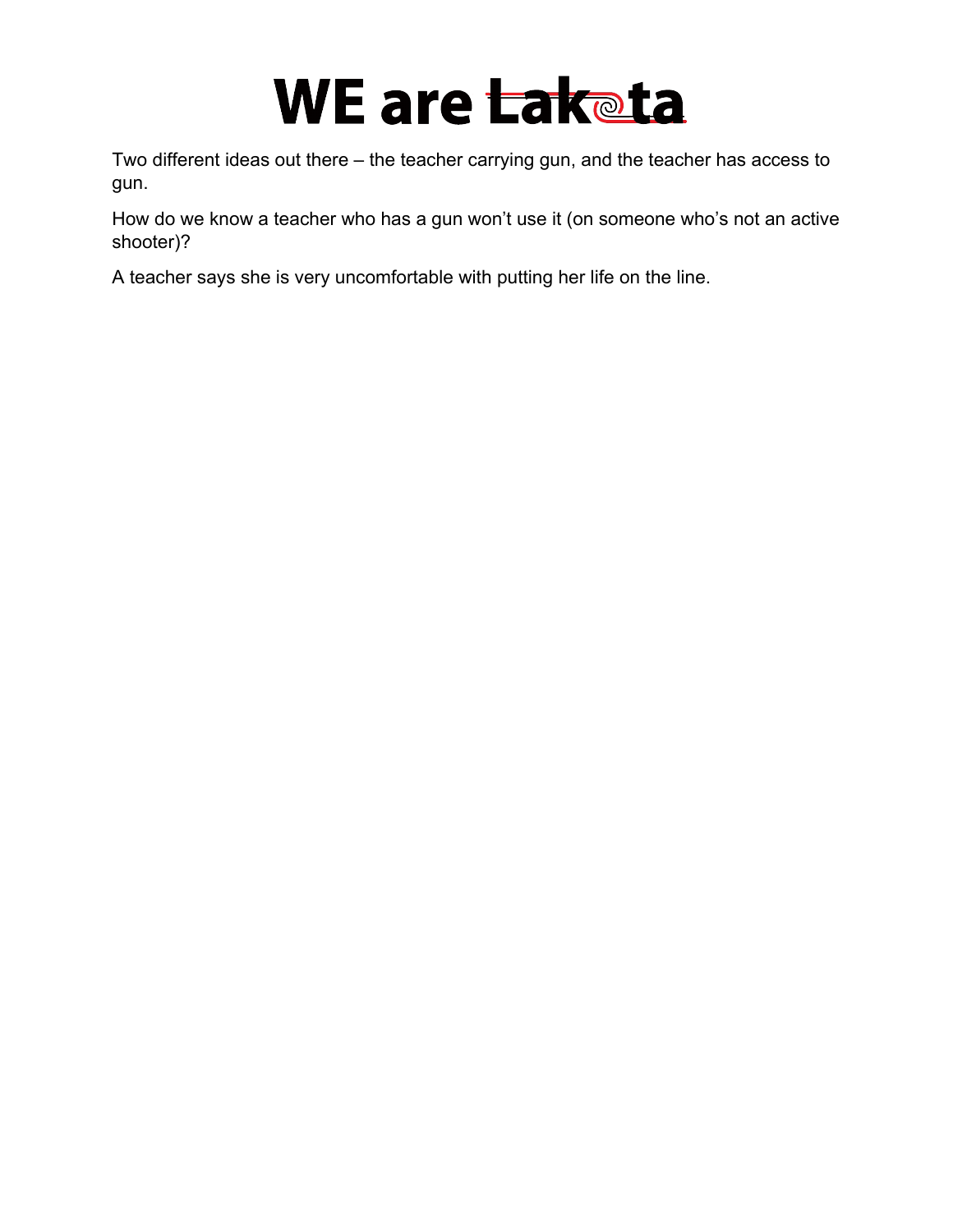Two different ideas out there – the teacher carrying gun, and the teacher has access to gun.

How do we know a teacher who has a gun won't use it (on someone who's not an active shooter)?

A teacher says she is very uncomfortable with putting her life on the line.